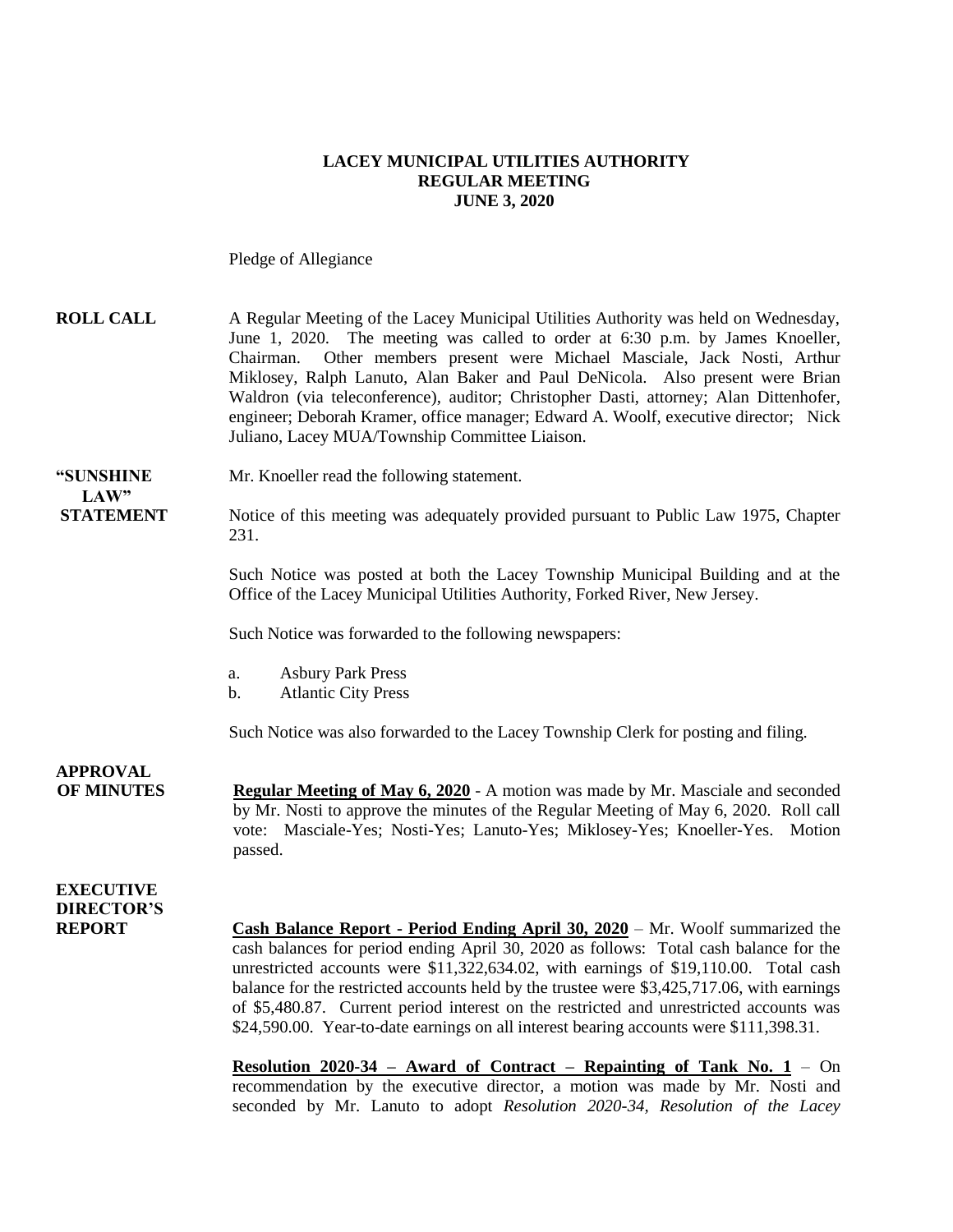**LACEY MUNICIPAL UTILITIES AUTHORITY**
**REGULAR MEETING**
**JUNE 3, 2020**

Pledge of Allegiance

**ROLL CALL** A Regular Meeting of the Lacey Municipal Utilities Authority was held on Wednesday, June 1, 2020. The meeting was called to order at 6:30 p.m. by James Knoeller, Chairman. Other members present were Michael Masciale, Jack Nosti, Arthur Miklosey, Ralph Lanuto, Alan Baker and Paul DeNicola. Also present were Brian Waldron (via teleconference), auditor; Christopher Dasti, attorney; Alan Dittenhofer, engineer; Deborah Kramer, office manager; Edward A. Woolf, executive director; Nick Juliano, Lacey MUA/Township Committee Liaison.

**"SUNSHINE LAW" STATEMENT** Mr. Knoeller read the following statement.

Notice of this meeting was adequately provided pursuant to Public Law 1975, Chapter 231.

Such Notice was posted at both the Lacey Township Municipal Building and at the Office of the Lacey Municipal Utilities Authority, Forked River, New Jersey.

Such Notice was forwarded to the following newspapers:

a. Asbury Park Press
b. Atlantic City Press

Such Notice was also forwarded to the Lacey Township Clerk for posting and filing.

**APPROVAL OF MINUTES** **Regular Meeting of May 6, 2020** - A motion was made by Mr. Masciale and seconded by Mr. Nosti to approve the minutes of the Regular Meeting of May 6, 2020. Roll call vote: Masciale-Yes; Nosti-Yes; Lanuto-Yes; Miklosey-Yes; Knoeller-Yes. Motion passed.

**EXECUTIVE DIRECTOR'S REPORT** **Cash Balance Report - Period Ending April 30, 2020** – Mr. Woolf summarized the cash balances for period ending April 30, 2020 as follows: Total cash balance for the unrestricted accounts were $11,322,634.02, with earnings of $19,110.00. Total cash balance for the restricted accounts held by the trustee were $3,425,717.06, with earnings of $5,480.87. Current period interest on the restricted and unrestricted accounts was $24,590.00. Year-to-date earnings on all interest bearing accounts were $111,398.31.

**Resolution 2020-34 – Award of Contract – Repainting of Tank No. 1** – On recommendation by the executive director, a motion was made by Mr. Nosti and seconded by Mr. Lanuto to adopt *Resolution 2020-34, Resolution of the Lacey*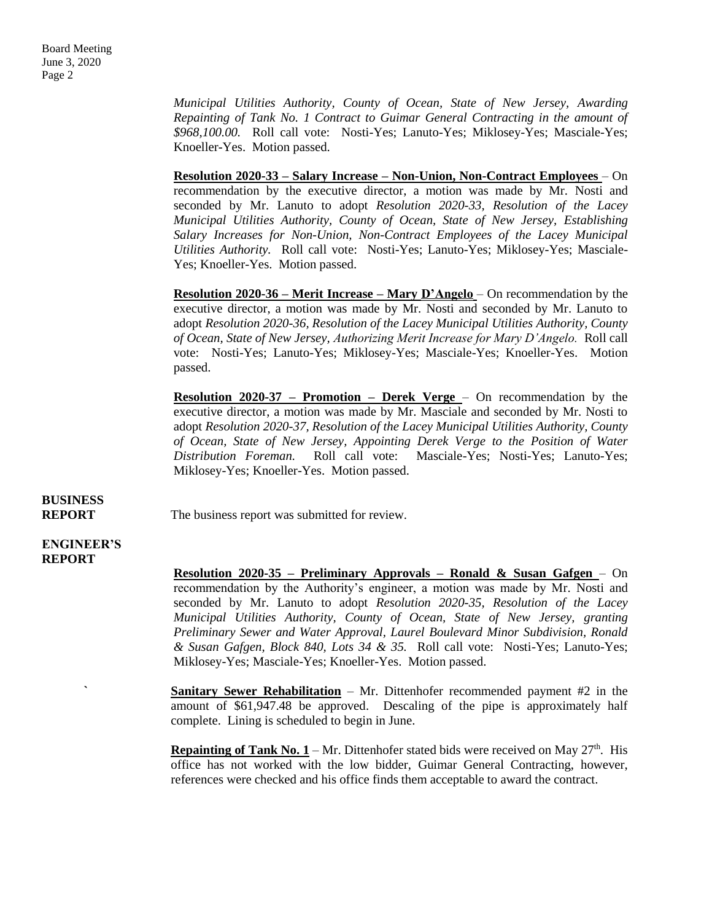*Municipal Utilities Authority, County of Ocean, State of New Jersey, Awarding Repainting of Tank No. 1 Contract to Guimar General Contracting in the amount of $968,100.00.* Roll call vote: Nosti-Yes; Lanuto-Yes; Miklosey-Yes; Masciale-Yes; Knoeller-Yes. Motion passed.

**Resolution 2020-33 – Salary Increase – Non-Union, Non-Contract Employees** – On recommendation by the executive director, a motion was made by Mr. Nosti and seconded by Mr. Lanuto to adopt *Resolution 2020-33, Resolution of the Lacey Municipal Utilities Authority, County of Ocean, State of New Jersey, Establishing Salary Increases for Non-Union, Non-Contract Employees of the Lacey Municipal Utilities Authority.* Roll call vote: Nosti-Yes; Lanuto-Yes; Miklosey-Yes; Masciale-Yes; Knoeller-Yes. Motion passed.

**Resolution 2020-36 – Merit Increase – Mary D'Angelo** – On recommendation by the executive director, a motion was made by Mr. Nosti and seconded by Mr. Lanuto to adopt *Resolution 2020-36, Resolution of the Lacey Municipal Utilities Authority, County of Ocean, State of New Jersey, Authorizing Merit Increase for Mary D'Angelo.* Roll call vote: Nosti-Yes; Lanuto-Yes; Miklosey-Yes; Masciale-Yes; Knoeller-Yes. Motion passed.

**Resolution 2020-37 – Promotion – Derek Verge** – On recommendation by the executive director, a motion was made by Mr. Masciale and seconded by Mr. Nosti to adopt *Resolution 2020-37, Resolution of the Lacey Municipal Utilities Authority, County of Ocean, State of New Jersey, Appointing Derek Verge to the Position of Water Distribution Foreman.* Roll call vote: Masciale-Yes; Nosti-Yes; Lanuto-Yes; Miklosey-Yes; Knoeller-Yes. Motion passed.

**BUSINESS REPORT**

The business report was submitted for review.

**ENGINEER'S REPORT**

**Resolution 2020-35 – Preliminary Approvals – Ronald & Susan Gafgen** – On recommendation by the Authority's engineer, a motion was made by Mr. Nosti and seconded by Mr. Lanuto to adopt *Resolution 2020-35, Resolution of the Lacey Municipal Utilities Authority, County of Ocean, State of New Jersey, granting Preliminary Sewer and Water Approval, Laurel Boulevard Minor Subdivision, Ronald & Susan Gafgen, Block 840, Lots 34 & 35.* Roll call vote: Nosti-Yes; Lanuto-Yes; Miklosey-Yes; Masciale-Yes; Knoeller-Yes. Motion passed.

**Sanitary Sewer Rehabilitation** – Mr. Dittenhofer recommended payment #2 in the amount of $61,947.48 be approved. Descaling of the pipe is approximately half complete. Lining is scheduled to begin in June.

**Repainting of Tank No. 1** – Mr. Dittenhofer stated bids were received on May 27th. His office has not worked with the low bidder, Guimar General Contracting, however, references were checked and his office finds them acceptable to award the contract.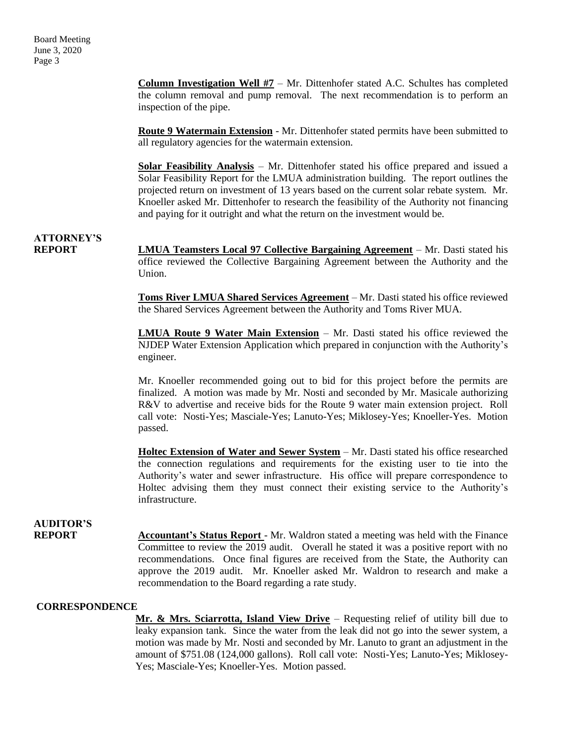**Column Investigation Well #7** – Mr. Dittenhofer stated A.C. Schultes has completed the column removal and pump removal. The next recommendation is to perform an inspection of the pipe.

**Route 9 Watermain Extension** - Mr. Dittenhofer stated permits have been submitted to all regulatory agencies for the watermain extension.

**Solar Feasibility Analysis** – Mr. Dittenhofer stated his office prepared and issued a Solar Feasibility Report for the LMUA administration building. The report outlines the projected return on investment of 13 years based on the current solar rebate system. Mr. Knoeller asked Mr. Dittenhofer to research the feasibility of the Authority not financing and paying for it outright and what the return on the investment would be.

## ATTORNEY'S REPORT

**LMUA Teamsters Local 97 Collective Bargaining Agreement** – Mr. Dasti stated his office reviewed the Collective Bargaining Agreement between the Authority and the Union.

**Toms River LMUA Shared Services Agreement** – Mr. Dasti stated his office reviewed the Shared Services Agreement between the Authority and Toms River MUA.

**LMUA Route 9 Water Main Extension** – Mr. Dasti stated his office reviewed the NJDEP Water Extension Application which prepared in conjunction with the Authority's engineer.

Mr. Knoeller recommended going out to bid for this project before the permits are finalized. A motion was made by Mr. Nosti and seconded by Mr. Masicale authorizing R&V to advertise and receive bids for the Route 9 water main extension project. Roll call vote: Nosti-Yes; Masciale-Yes; Lanuto-Yes; Miklosey-Yes; Knoeller-Yes. Motion passed.

**Holtec Extension of Water and Sewer System** – Mr. Dasti stated his office researched the connection regulations and requirements for the existing user to tie into the Authority's water and sewer infrastructure. His office will prepare correspondence to Holtec advising them they must connect their existing service to the Authority's infrastructure.

## AUDITOR'S REPORT

**Accountant's Status Report** - Mr. Waldron stated a meeting was held with the Finance Committee to review the 2019 audit. Overall he stated it was a positive report with no recommendations. Once final figures are received from the State, the Authority can approve the 2019 audit. Mr. Knoeller asked Mr. Waldron to research and make a recommendation to the Board regarding a rate study.

## CORRESPONDENCE

**Mr. & Mrs. Sciarrotta, Island View Drive** – Requesting relief of utility bill due to leaky expansion tank. Since the water from the leak did not go into the sewer system, a motion was made by Mr. Nosti and seconded by Mr. Lanuto to grant an adjustment in the amount of $751.08 (124,000 gallons). Roll call vote: Nosti-Yes; Lanuto-Yes; Miklosey-Yes; Masciale-Yes; Knoeller-Yes. Motion passed.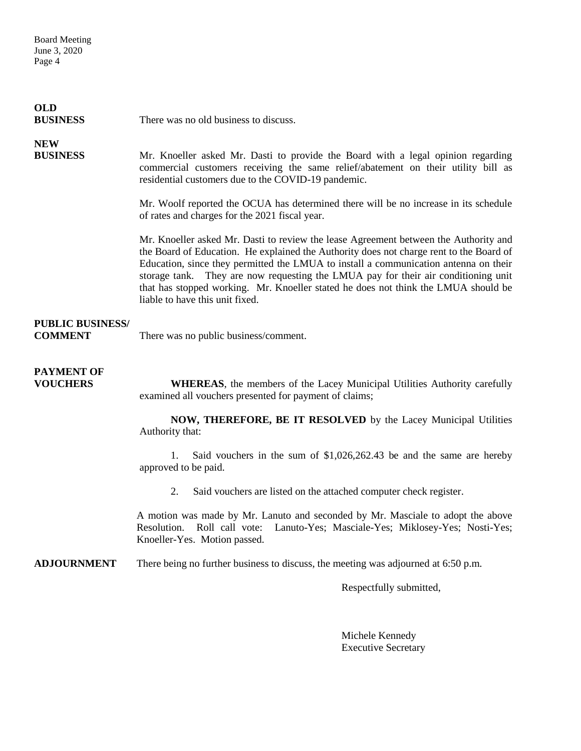**OLD BUSINESS**

There was no old business to discuss.

**NEW BUSINESS**

Mr. Knoeller asked Mr. Dasti to provide the Board with a legal opinion regarding commercial customers receiving the same relief/abatement on their utility bill as residential customers due to the COVID-19 pandemic.

Mr. Woolf reported the OCUA has determined there will be no increase in its schedule of rates and charges for the 2021 fiscal year.

Mr. Knoeller asked Mr. Dasti to review the lease Agreement between the Authority and the Board of Education. He explained the Authority does not charge rent to the Board of Education, since they permitted the LMUA to install a communication antenna on their storage tank. They are now requesting the LMUA pay for their air conditioning unit that has stopped working. Mr. Knoeller stated he does not think the LMUA should be liable to have this unit fixed.

**PUBLIC BUSINESS/ COMMENT**

There was no public business/comment.

**PAYMENT OF VOUCHERS**

**WHEREAS**, the members of the Lacey Municipal Utilities Authority carefully examined all vouchers presented for payment of claims;

**NOW, THEREFORE, BE IT RESOLVED** by the Lacey Municipal Utilities Authority that:

1. Said vouchers in the sum of $1,026,262.43 be and the same are hereby approved to be paid.

2. Said vouchers are listed on the attached computer check register.

A motion was made by Mr. Lanuto and seconded by Mr. Masciale to adopt the above Resolution. Roll call vote: Lanuto-Yes; Masciale-Yes; Miklosey-Yes; Nosti-Yes; Knoeller-Yes. Motion passed.

**ADJOURNMENT**

There being no further business to discuss, the meeting was adjourned at 6:50 p.m.

Respectfully submitted,

Michele Kennedy
Executive Secretary